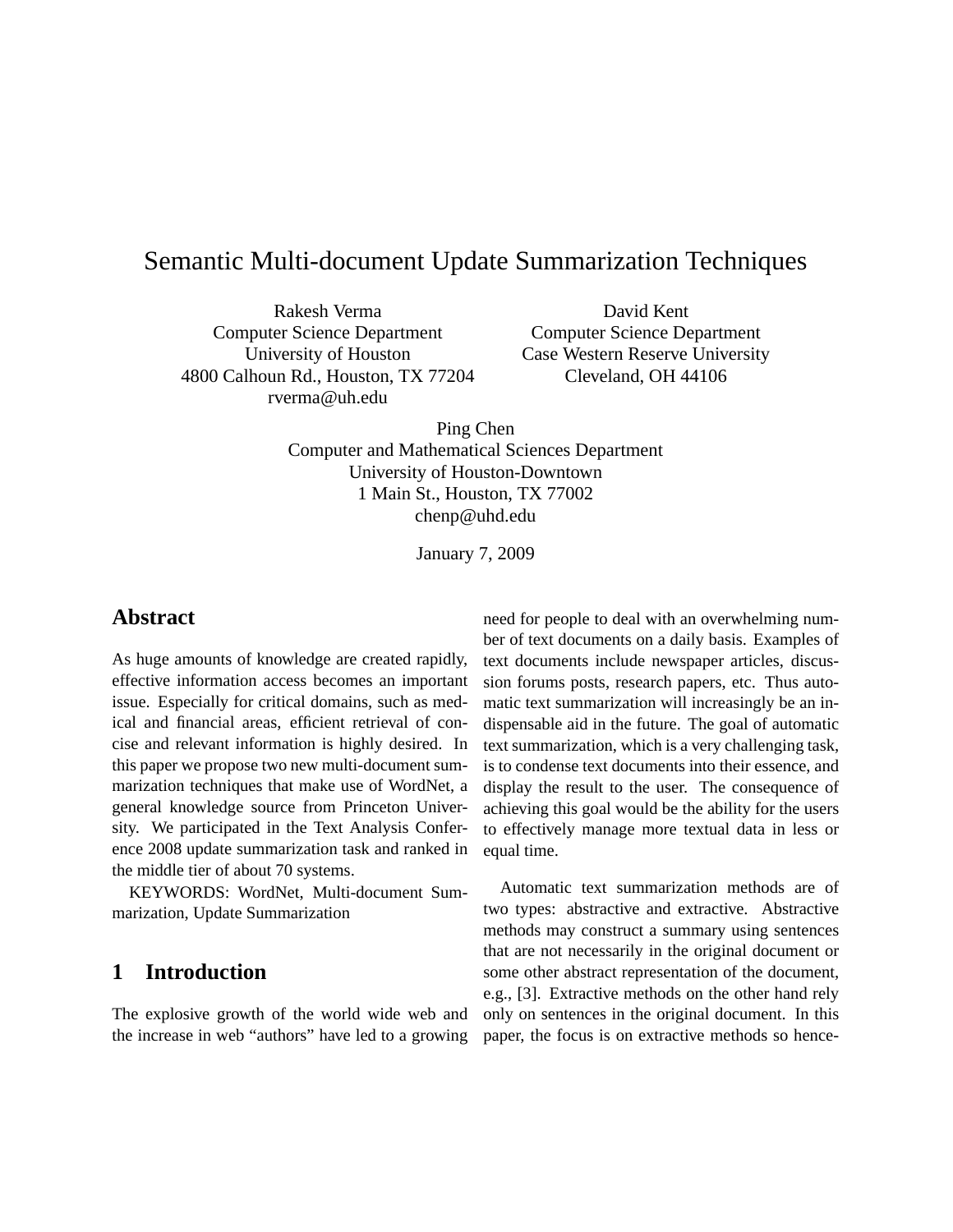# Semantic Multi-document Update Summarization Techniques

Rakesh Verma
Computer Science Department
University of Houston
4800 Calhoun Rd., Houston, TX 77204
rverma@uh.edu

David Kent
Computer Science Department
Case Western Reserve University
Cleveland, OH 44106

Ping Chen
Computer and Mathematical Sciences Department
University of Houston-Downtown
1 Main St., Houston, TX 77002
chenp@uhd.edu

January 7, 2009

## Abstract

As huge amounts of knowledge are created rapidly, effective information access becomes an important issue. Especially for critical domains, such as medical and financial areas, efficient retrieval of concise and relevant information is highly desired. In this paper we propose two new multi-document summarization techniques that make use of WordNet, a general knowledge source from Princeton University. We participated in the Text Analysis Conference 2008 update summarization task and ranked in the middle tier of about 70 systems.

KEYWORDS: WordNet, Multi-document Summarization, Update Summarization

## 1 Introduction

The explosive growth of the world wide web and the increase in web "authors" have led to a growing need for people to deal with an overwhelming number of text documents on a daily basis. Examples of text documents include newspaper articles, discussion forums posts, research papers, etc. Thus automatic text summarization will increasingly be an indispensable aid in the future. The goal of automatic text summarization, which is a very challenging task, is to condense text documents into their essence, and display the result to the user. The consequence of achieving this goal would be the ability for the users to effectively manage more textual data in less or equal time.

Automatic text summarization methods are of two types: abstractive and extractive. Abstractive methods may construct a summary using sentences that are not necessarily in the original document or some other abstract representation of the document, e.g., [3]. Extractive methods on the other hand rely only on sentences in the original document. In this paper, the focus is on extractive methods so hence-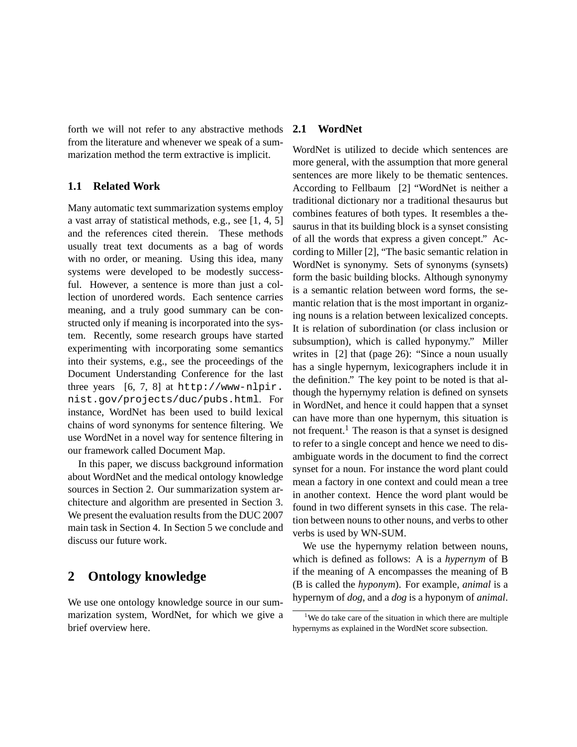forth we will not refer to any abstractive methods from the literature and whenever we speak of a summarization method the term extractive is implicit.

### 1.1 Related Work

Many automatic text summarization systems employ a vast array of statistical methods, e.g., see [1, 4, 5] and the references cited therein. These methods usually treat text documents as a bag of words with no order, or meaning. Using this idea, many systems were developed to be modestly successful. However, a sentence is more than just a collection of unordered words. Each sentence carries meaning, and a truly good summary can be constructed only if meaning is incorporated into the system. Recently, some research groups have started experimenting with incorporating some semantics into their systems, e.g., see the proceedings of the Document Understanding Conference for the last three years [6, 7, 8] at `http://www-nlpir.nist.gov/projects/duc/pubs.html`. For instance, WordNet has been used to build lexical chains of word synonyms for sentence filtering. We use WordNet in a novel way for sentence filtering in our framework called Document Map.

In this paper, we discuss background information about WordNet and the medical ontology knowledge sources in Section 2. Our summarization system architecture and algorithm are presented in Section 3. We present the evaluation results from the DUC 2007 main task in Section 4. In Section 5 we conclude and discuss our future work.

## 2 Ontology knowledge

We use one ontology knowledge source in our summarization system, WordNet, for which we give a brief overview here.

### 2.1 WordNet

WordNet is utilized to decide which sentences are more general, with the assumption that more general sentences are more likely to be thematic sentences. According to Fellbaum [2] "WordNet is neither a traditional dictionary nor a traditional thesaurus but combines features of both types. It resembles a thesaurus in that its building block is a synset consisting of all the words that express a given concept." According to Miller [2], "The basic semantic relation in WordNet is synonymy. Sets of synonyms (synsets) form the basic building blocks. Although synonymy is a semantic relation between word forms, the semantic relation that is the most important in organizing nouns is a relation between lexicalized concepts. It is relation of subordination (or class inclusion or subsumption), which is called hyponymy." Miller writes in [2] that (page 26): "Since a noun usually has a single hypernym, lexicographers include it in the definition." The key point to be noted is that although the hypernymy relation is defined on synsets in WordNet, and hence it could happen that a synset can have more than one hypernym, this situation is not frequent.[1] The reason is that a synset is designed to refer to a single concept and hence we need to disambiguate words in the document to find the correct synset for a noun. For instance the word plant could mean a factory in one context and could mean a tree in another context. Hence the word plant would be found in two different synsets in this case. The relation between nouns to other nouns, and verbs to other verbs is used by WN-SUM.

We use the hypernymy relation between nouns, which is defined as follows: A is a *hypernym* of B if the meaning of A encompasses the meaning of B (B is called the *hyponym*). For example, *animal* is a hypernym of *dog*, and a *dog* is a hyponym of *animal*.

[1] We do take care of the situation in which there are multiple hypernyms as explained in the WordNet score subsection.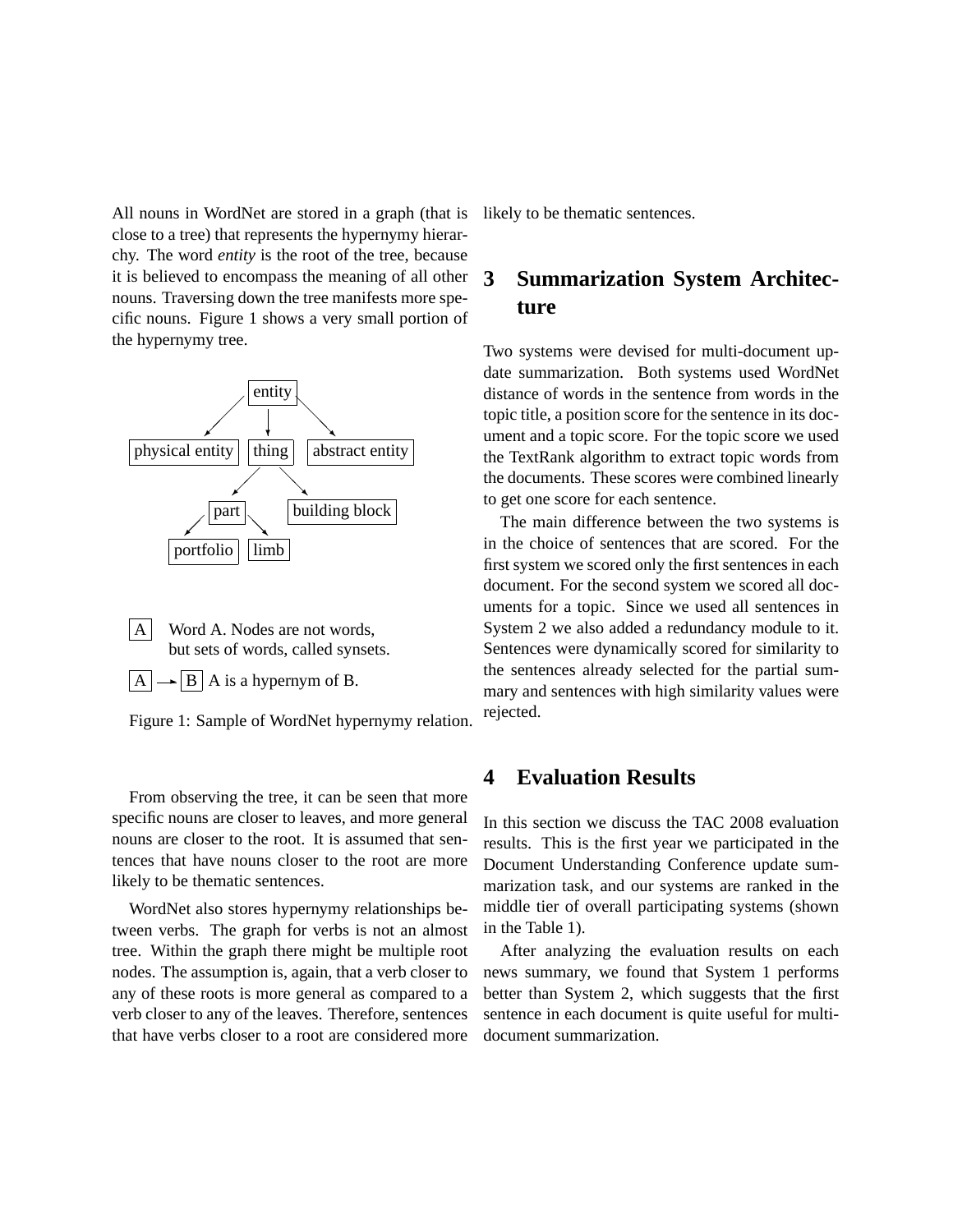All nouns in WordNet are stored in a graph (that is close to a tree) that represents the hypernymy hierarchy. The word *entity* is the root of the tree, because it is believed to encompass the meaning of all other nouns. Traversing down the tree manifests more specific nouns. Figure 1 shows a very small portion of the hypernymy tree.

Figure 1: Sample of WordNet hypernymy relation.

From observing the tree, it can be seen that more specific nouns are closer to leaves, and more general nouns are closer to the root. It is assumed that sentences that have nouns closer to the root are more likely to be thematic sentences.

WordNet also stores hypernymy relationships between verbs. The graph for verbs is not an almost tree. Within the graph there might be multiple root nodes. The assumption is, again, that a verb closer to any of these roots is more general as compared to a verb closer to any of the leaves. Therefore, sentences that have verbs closer to a root are considered more likely to be thematic sentences.

## 3 Summarization System Architecture

Two systems were devised for multi-document update summarization. Both systems used WordNet distance of words in the sentence from words in the topic title, a position score for the sentence in its document and a topic score. For the topic score we used the TextRank algorithm to extract topic words from the documents. These scores were combined linearly to get one score for each sentence.

The main difference between the two systems is in the choice of sentences that are scored. For the first system we scored only the first sentences in each document. For the second system we scored all documents for a topic. Since we used all sentences in System 2 we also added a redundancy module to it. Sentences were dynamically scored for similarity to the sentences already selected for the partial summary and sentences with high similarity values were rejected.

## 4 Evaluation Results

In this section we discuss the TAC 2008 evaluation results. This is the first year we participated in the Document Understanding Conference update summarization task, and our systems are ranked in the middle tier of overall participating systems (shown in the Table 1).

After analyzing the evaluation results on each news summary, we found that System 1 performs better than System 2, which suggests that the first sentence in each document is quite useful for multi-document summarization.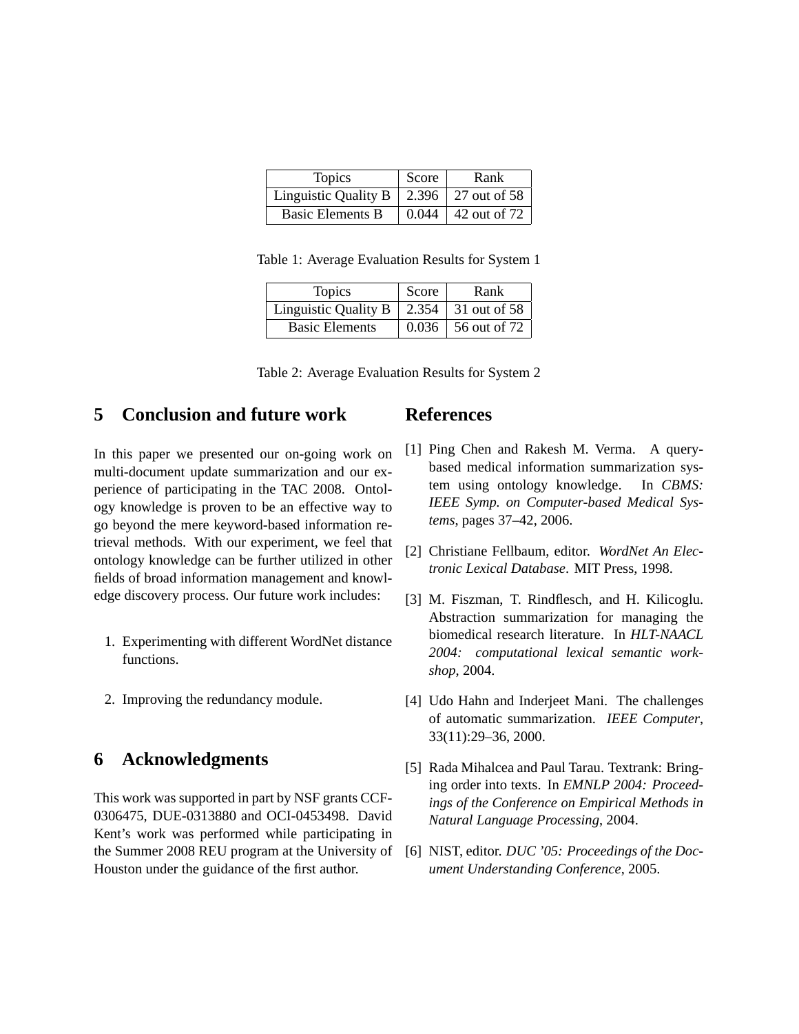| Topics | Score | Rank |
| --- | --- | --- |
| Linguistic Quality B | 2.396 | 27 out of 58 |
| Basic Elements B | 0.044 | 42 out of 72 |

Table 1: Average Evaluation Results for System 1

| Topics | Score | Rank |
| --- | --- | --- |
| Linguistic Quality B | 2.354 | 31 out of 58 |
| Basic Elements | 0.036 | 56 out of 72 |

Table 2: Average Evaluation Results for System 2

## 5 Conclusion and future work

In this paper we presented our on-going work on multi-document update summarization and our experience of participating in the TAC 2008. Ontology knowledge is proven to be an effective way to go beyond the mere keyword-based information retrieval methods. With our experiment, we feel that ontology knowledge can be further utilized in other fields of broad information management and knowledge discovery process. Our future work includes:

1. Experimenting with different WordNet distance functions.
2. Improving the redundancy module.

## 6 Acknowledgments

This work was supported in part by NSF grants CCF-0306475, DUE-0313880 and OCI-0453498. David Kent's work was performed while participating in the Summer 2008 REU program at the University of Houston under the guidance of the first author.

## References

[1] Ping Chen and Rakesh M. Verma. A query-based medical information summarization system using ontology knowledge. In *CBMS: IEEE Symp. on Computer-based Medical Systems*, pages 37–42, 2006.

[2] Christiane Fellbaum, editor. *WordNet An Electronic Lexical Database*. MIT Press, 1998.

[3] M. Fiszman, T. Rindflesch, and H. Kilicoglu. Abstraction summarization for managing the biomedical research literature. In *HLT-NAACL 2004: computational lexical semantic workshop*, 2004.

[4] Udo Hahn and Inderjeet Mani. The challenges of automatic summarization. *IEEE Computer*, 33(11):29–36, 2000.

[5] Rada Mihalcea and Paul Tarau. Textrank: Bringing order into texts. In *EMNLP 2004: Proceedings of the Conference on Empirical Methods in Natural Language Processing*, 2004.

[6] NIST, editor. *DUC '05: Proceedings of the Document Understanding Conference*, 2005.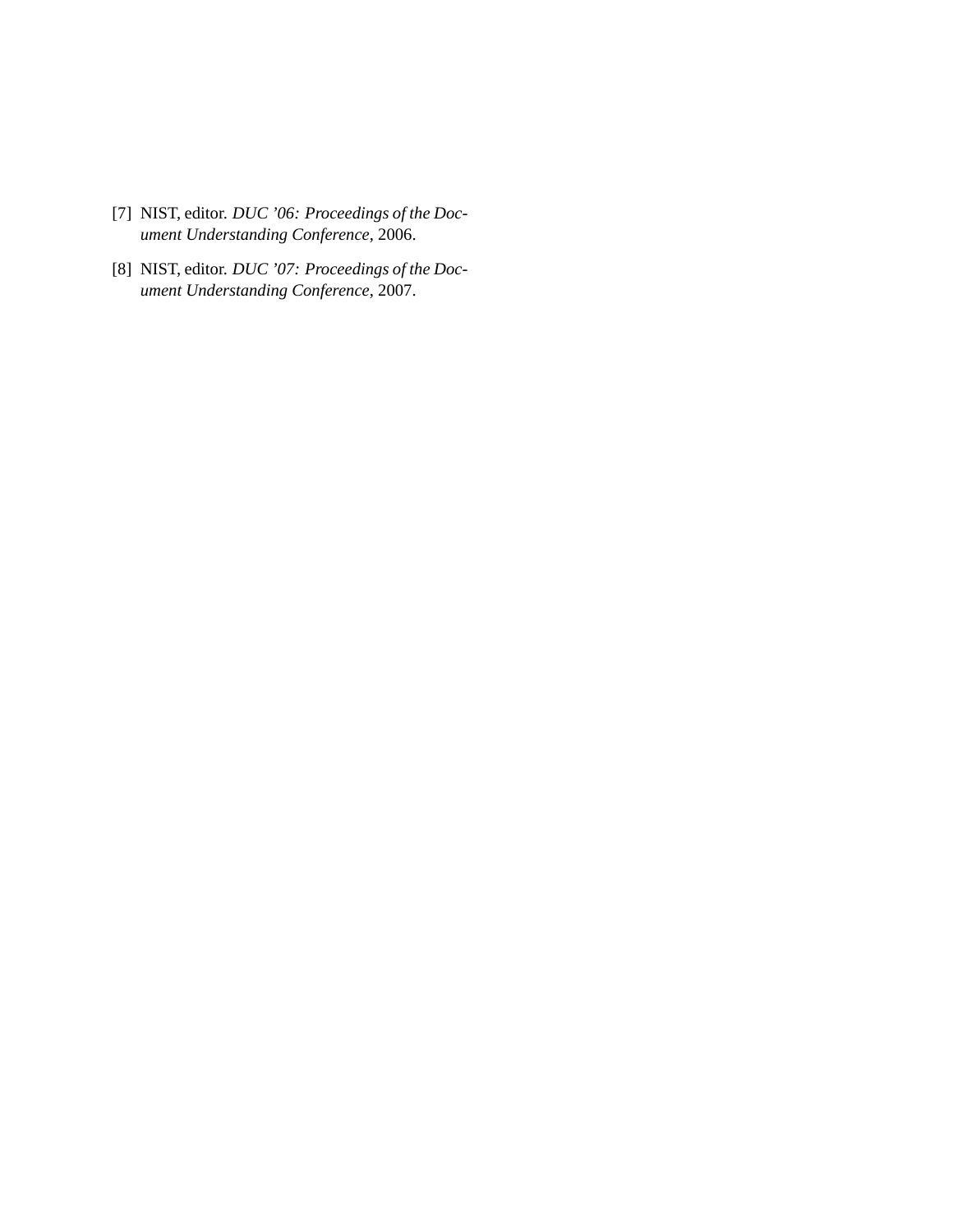[7] NIST, editor. *DUC '06: Proceedings of the Document Understanding Conference*, 2006.

[8] NIST, editor. *DUC '07: Proceedings of the Document Understanding Conference*, 2007.